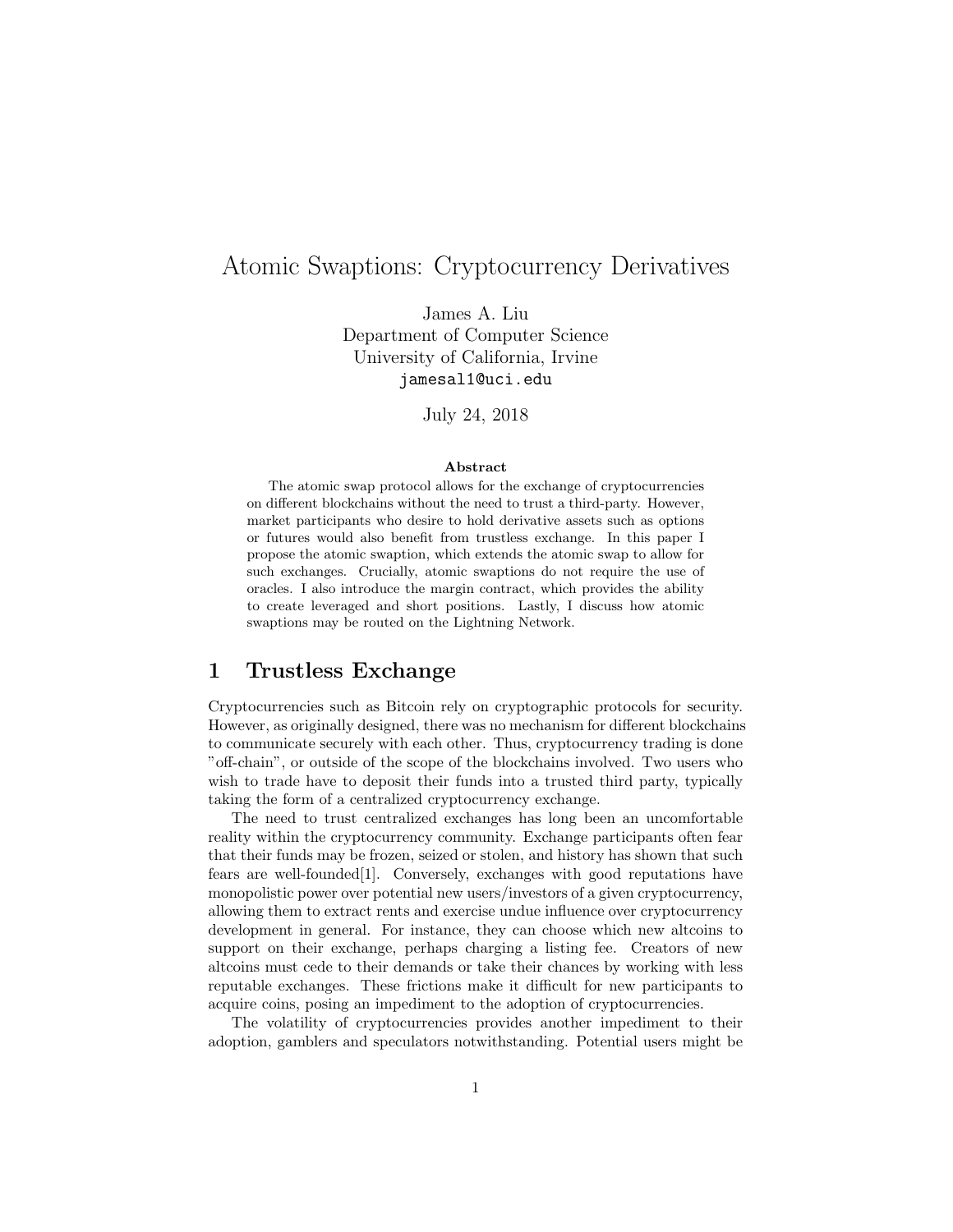# Atomic Swaptions: Cryptocurrency Derivatives

James A. Liu
Department of Computer Science
University of California, Irvine
jamesal1@uci.edu

July 24, 2018

**Abstract**

The atomic swap protocol allows for the exchange of cryptocurrencies on different blockchains without the need to trust a third-party. However, market participants who desire to hold derivative assets such as options or futures would also benefit from trustless exchange. In this paper I propose the atomic swaption, which extends the atomic swap to allow for such exchanges. Crucially, atomic swaptions do not require the use of oracles. I also introduce the margin contract, which provides the ability to create leveraged and short positions. Lastly, I discuss how atomic swaptions may be routed on the Lightning Network.

## 1 Trustless Exchange

Cryptocurrencies such as Bitcoin rely on cryptographic protocols for security. However, as originally designed, there was no mechanism for different blockchains to communicate securely with each other. Thus, cryptocurrency trading is done "off-chain", or outside of the scope of the blockchains involved. Two users who wish to trade have to deposit their funds into a trusted third party, typically taking the form of a centralized cryptocurrency exchange.

The need to trust centralized exchanges has long been an uncomfortable reality within the cryptocurrency community. Exchange participants often fear that their funds may be frozen, seized or stolen, and history has shown that such fears are well-founded[1]. Conversely, exchanges with good reputations have monopolistic power over potential new users/investors of a given cryptocurrency, allowing them to extract rents and exercise undue influence over cryptocurrency development in general. For instance, they can choose which new altcoins to support on their exchange, perhaps charging a listing fee. Creators of new altcoins must cede to their demands or take their chances by working with less reputable exchanges. These frictions make it difficult for new participants to acquire coins, posing an impediment to the adoption of cryptocurrencies.

The volatility of cryptocurrencies provides another impediment to their adoption, gamblers and speculators notwithstanding. Potential users might be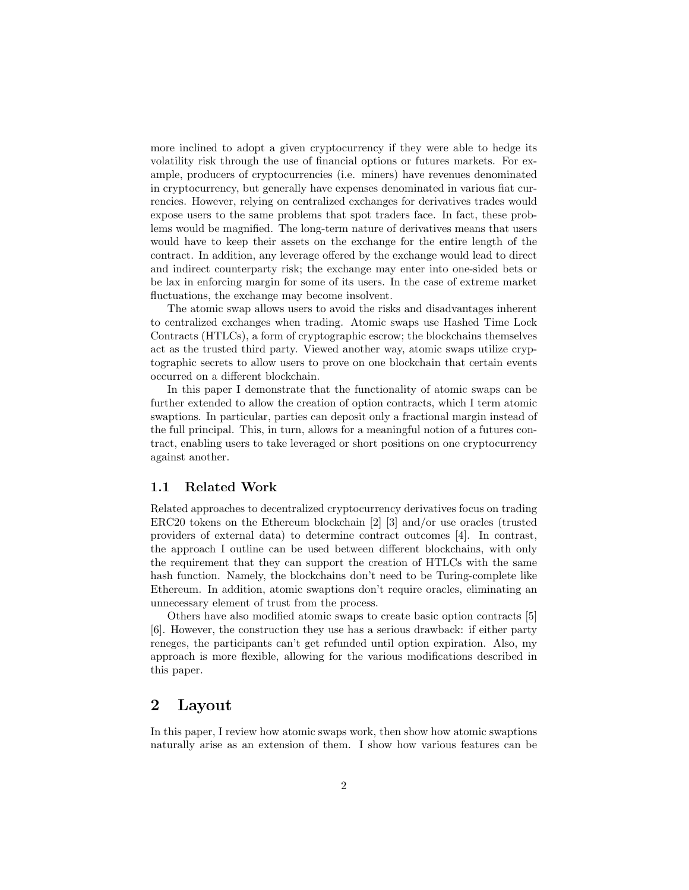more inclined to adopt a given cryptocurrency if they were able to hedge its volatility risk through the use of financial options or futures markets. For example, producers of cryptocurrencies (i.e. miners) have revenues denominated in cryptocurrency, but generally have expenses denominated in various fiat currencies. However, relying on centralized exchanges for derivatives trades would expose users to the same problems that spot traders face. In fact, these problems would be magnified. The long-term nature of derivatives means that users would have to keep their assets on the exchange for the entire length of the contract. In addition, any leverage offered by the exchange would lead to direct and indirect counterparty risk; the exchange may enter into one-sided bets or be lax in enforcing margin for some of its users. In the case of extreme market fluctuations, the exchange may become insolvent.

The atomic swap allows users to avoid the risks and disadvantages inherent to centralized exchanges when trading. Atomic swaps use Hashed Time Lock Contracts (HTLCs), a form of cryptographic escrow; the blockchains themselves act as the trusted third party. Viewed another way, atomic swaps utilize cryptographic secrets to allow users to prove on one blockchain that certain events occurred on a different blockchain.

In this paper I demonstrate that the functionality of atomic swaps can be further extended to allow the creation of option contracts, which I term atomic swaptions. In particular, parties can deposit only a fractional margin instead of the full principal. This, in turn, allows for a meaningful notion of a futures contract, enabling users to take leveraged or short positions on one cryptocurrency against another.

### 1.1 Related Work

Related approaches to decentralized cryptocurrency derivatives focus on trading ERC20 tokens on the Ethereum blockchain [2] [3] and/or use oracles (trusted providers of external data) to determine contract outcomes [4]. In contrast, the approach I outline can be used between different blockchains, with only the requirement that they can support the creation of HTLCs with the same hash function. Namely, the blockchains don't need to be Turing-complete like Ethereum. In addition, atomic swaptions don't require oracles, eliminating an unnecessary element of trust from the process.

Others have also modified atomic swaps to create basic option contracts [5] [6]. However, the construction they use has a serious drawback: if either party reneges, the participants can't get refunded until option expiration. Also, my approach is more flexible, allowing for the various modifications described in this paper.

## 2 Layout

In this paper, I review how atomic swaps work, then show how atomic swaptions naturally arise as an extension of them. I show how various features can be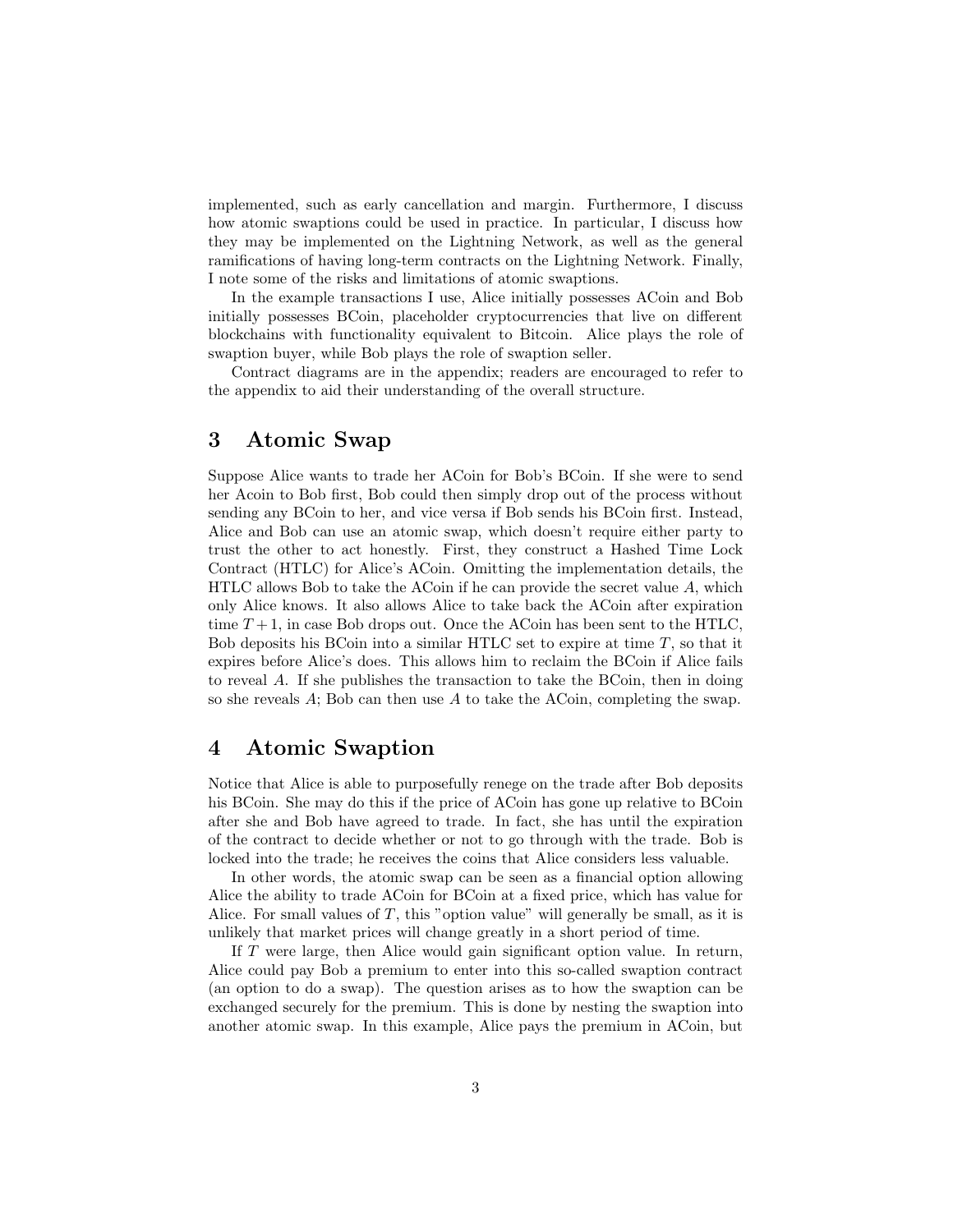implemented, such as early cancellation and margin. Furthermore, I discuss how atomic swaptions could be used in practice. In particular, I discuss how they may be implemented on the Lightning Network, as well as the general ramifications of having long-term contracts on the Lightning Network. Finally, I note some of the risks and limitations of atomic swaptions.

In the example transactions I use, Alice initially possesses ACoin and Bob initially possesses BCoin, placeholder cryptocurrencies that live on different blockchains with functionality equivalent to Bitcoin. Alice plays the role of swaption buyer, while Bob plays the role of swaption seller.

Contract diagrams are in the appendix; readers are encouraged to refer to the appendix to aid their understanding of the overall structure.

## 3 Atomic Swap

Suppose Alice wants to trade her ACoin for Bob's BCoin. If she were to send her Acoin to Bob first, Bob could then simply drop out of the process without sending any BCoin to her, and vice versa if Bob sends his BCoin first. Instead, Alice and Bob can use an atomic swap, which doesn't require either party to trust the other to act honestly. First, they construct a Hashed Time Lock Contract (HTLC) for Alice's ACoin. Omitting the implementation details, the HTLC allows Bob to take the ACoin if he can provide the secret value $A$, which only Alice knows. It also allows Alice to take back the ACoin after expiration time $T+1$, in case Bob drops out. Once the ACoin has been sent to the HTLC, Bob deposits his BCoin into a similar HTLC set to expire at time $T$, so that it expires before Alice's does. This allows him to reclaim the BCoin if Alice fails to reveal $A$. If she publishes the transaction to take the BCoin, then in doing so she reveals $A$; Bob can then use $A$ to take the ACoin, completing the swap.

## 4 Atomic Swaption

Notice that Alice is able to purposefully renege on the trade after Bob deposits his BCoin. She may do this if the price of ACoin has gone up relative to BCoin after she and Bob have agreed to trade. In fact, she has until the expiration of the contract to decide whether or not to go through with the trade. Bob is locked into the trade; he receives the coins that Alice considers less valuable.

In other words, the atomic swap can be seen as a financial option allowing Alice the ability to trade ACoin for BCoin at a fixed price, which has value for Alice. For small values of $T$, this "option value" will generally be small, as it is unlikely that market prices will change greatly in a short period of time.

If $T$ were large, then Alice would gain significant option value. In return, Alice could pay Bob a premium to enter into this so-called swaption contract (an option to do a swap). The question arises as to how the swaption can be exchanged securely for the premium. This is done by nesting the swaption into another atomic swap. In this example, Alice pays the premium in ACoin, but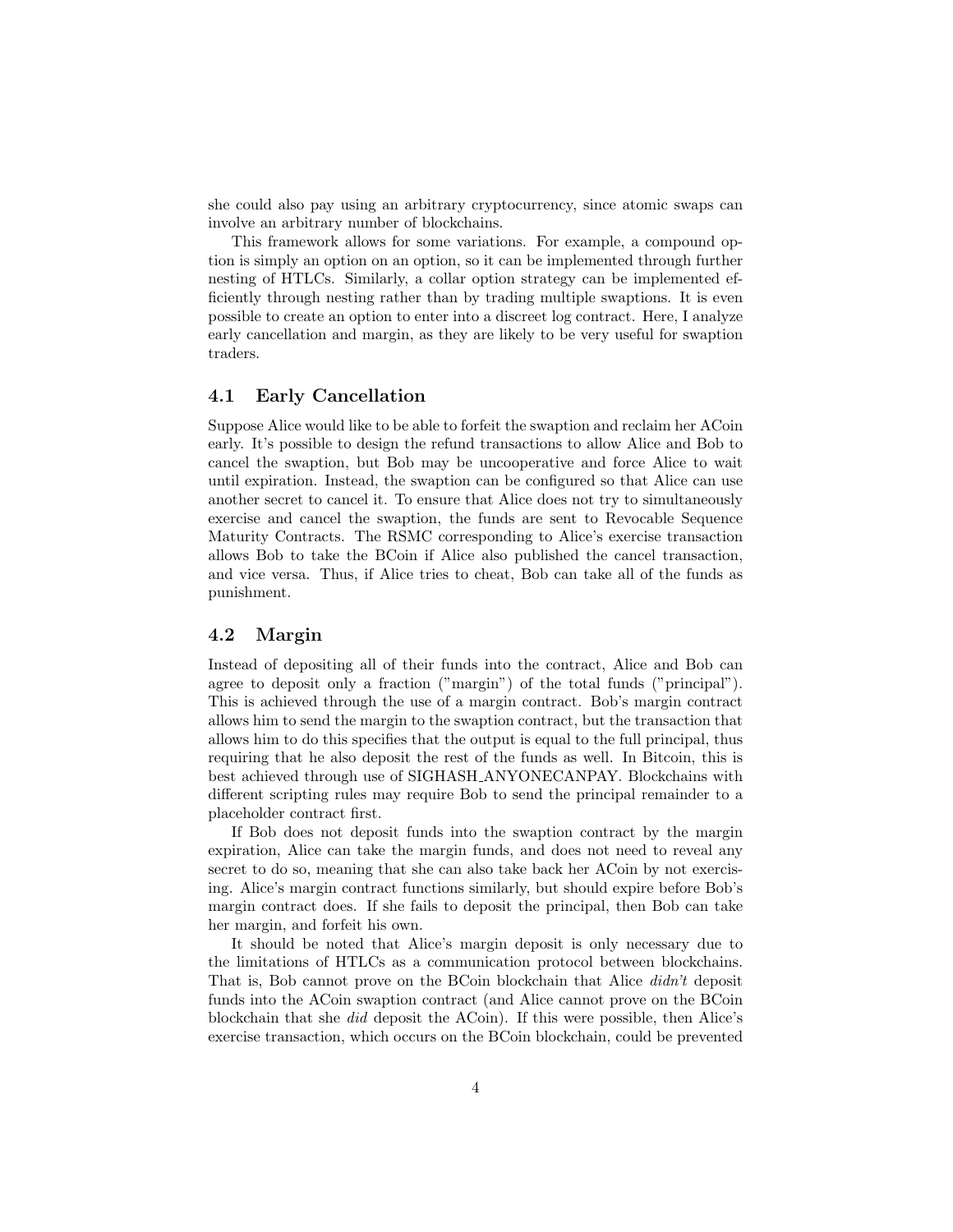she could also pay using an arbitrary cryptocurrency, since atomic swaps can involve an arbitrary number of blockchains.

This framework allows for some variations. For example, a compound option is simply an option on an option, so it can be implemented through further nesting of HTLCs. Similarly, a collar option strategy can be implemented efficiently through nesting rather than by trading multiple swaptions. It is even possible to create an option to enter into a discreet log contract. Here, I analyze early cancellation and margin, as they are likely to be very useful for swaption traders.

### 4.1 Early Cancellation

Suppose Alice would like to be able to forfeit the swaption and reclaim her ACoin early. It's possible to design the refund transactions to allow Alice and Bob to cancel the swaption, but Bob may be uncooperative and force Alice to wait until expiration. Instead, the swaption can be configured so that Alice can use another secret to cancel it. To ensure that Alice does not try to simultaneously exercise and cancel the swaption, the funds are sent to Revocable Sequence Maturity Contracts. The RSMC corresponding to Alice's exercise transaction allows Bob to take the BCoin if Alice also published the cancel transaction, and vice versa. Thus, if Alice tries to cheat, Bob can take all of the funds as punishment.

### 4.2 Margin

Instead of depositing all of their funds into the contract, Alice and Bob can agree to deposit only a fraction ("margin") of the total funds ("principal"). This is achieved through the use of a margin contract. Bob's margin contract allows him to send the margin to the swaption contract, but the transaction that allows him to do this specifies that the output is equal to the full principal, thus requiring that he also deposit the rest of the funds as well. In Bitcoin, this is best achieved through use of SIGHASH_ANYONECANPAY. Blockchains with different scripting rules may require Bob to send the principal remainder to a placeholder contract first.

If Bob does not deposit funds into the swaption contract by the margin expiration, Alice can take the margin funds, and does not need to reveal any secret to do so, meaning that she can also take back her ACoin by not exercising. Alice's margin contract functions similarly, but should expire before Bob's margin contract does. If she fails to deposit the principal, then Bob can take her margin, and forfeit his own.

It should be noted that Alice's margin deposit is only necessary due to the limitations of HTLCs as a communication protocol between blockchains. That is, Bob cannot prove on the BCoin blockchain that Alice *didn't* deposit funds into the ACoin swaption contract (and Alice cannot prove on the BCoin blockchain that she *did* deposit the ACoin). If this were possible, then Alice's exercise transaction, which occurs on the BCoin blockchain, could be prevented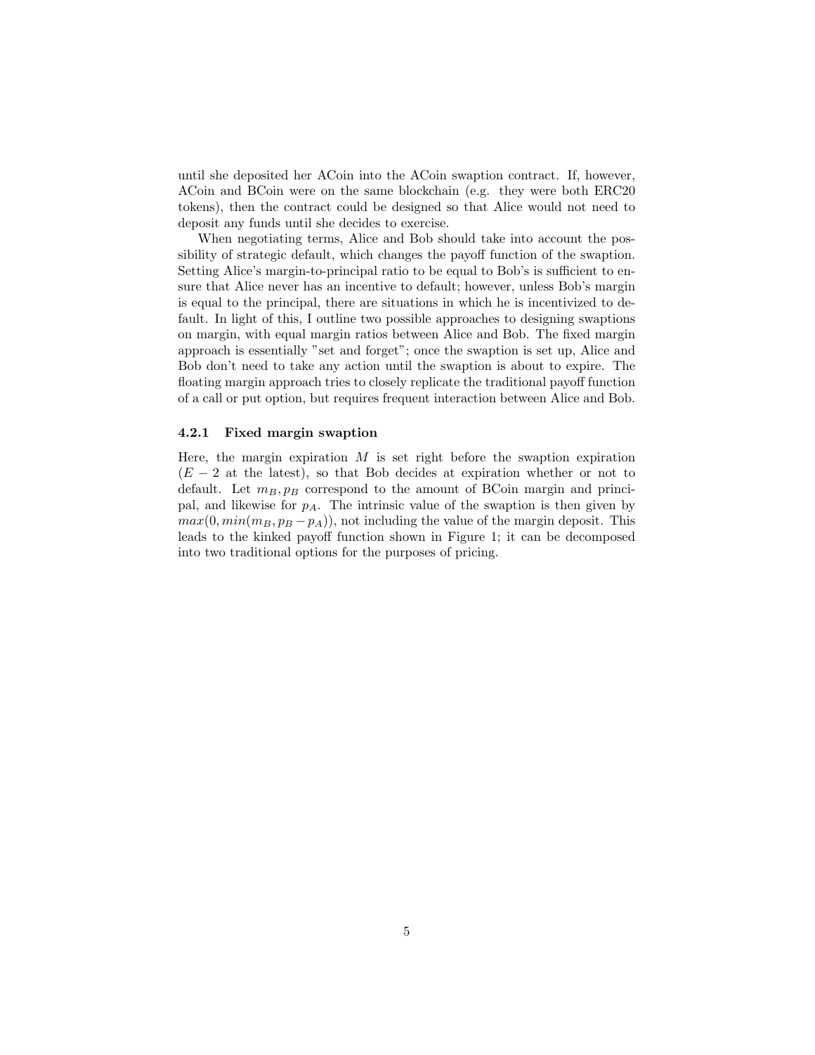until she deposited her ACoin into the ACoin swaption contract. If, however, ACoin and BCoin were on the same blockchain (e.g. they were both ERC20 tokens), then the contract could be designed so that Alice would not need to deposit any funds until she decides to exercise.

When negotiating terms, Alice and Bob should take into account the possibility of strategic default, which changes the payoff function of the swaption. Setting Alice's margin-to-principal ratio to be equal to Bob's is sufficient to ensure that Alice never has an incentive to default; however, unless Bob's margin is equal to the principal, there are situations in which he is incentivized to default. In light of this, I outline two possible approaches to designing swaptions on margin, with equal margin ratios between Alice and Bob. The fixed margin approach is essentially "set and forget"; once the swaption is set up, Alice and Bob don't need to take any action until the swaption is about to expire. The floating margin approach tries to closely replicate the traditional payoff function of a call or put option, but requires frequent interaction between Alice and Bob.

#### 4.2.1 Fixed margin swaption

Here, the margin expiration $M$ is set right before the swaption expiration ($E - 2$ at the latest), so that Bob decides at expiration whether or not to default. Let $m_B, p_B$ correspond to the amount of BCoin margin and principal, and likewise for $p_A$. The intrinsic value of the swaption is then given by $max(0, min(m_B, p_B - p_A))$, not including the value of the margin deposit. This leads to the kinked payoff function shown in Figure 1; it can be decomposed into two traditional options for the purposes of pricing.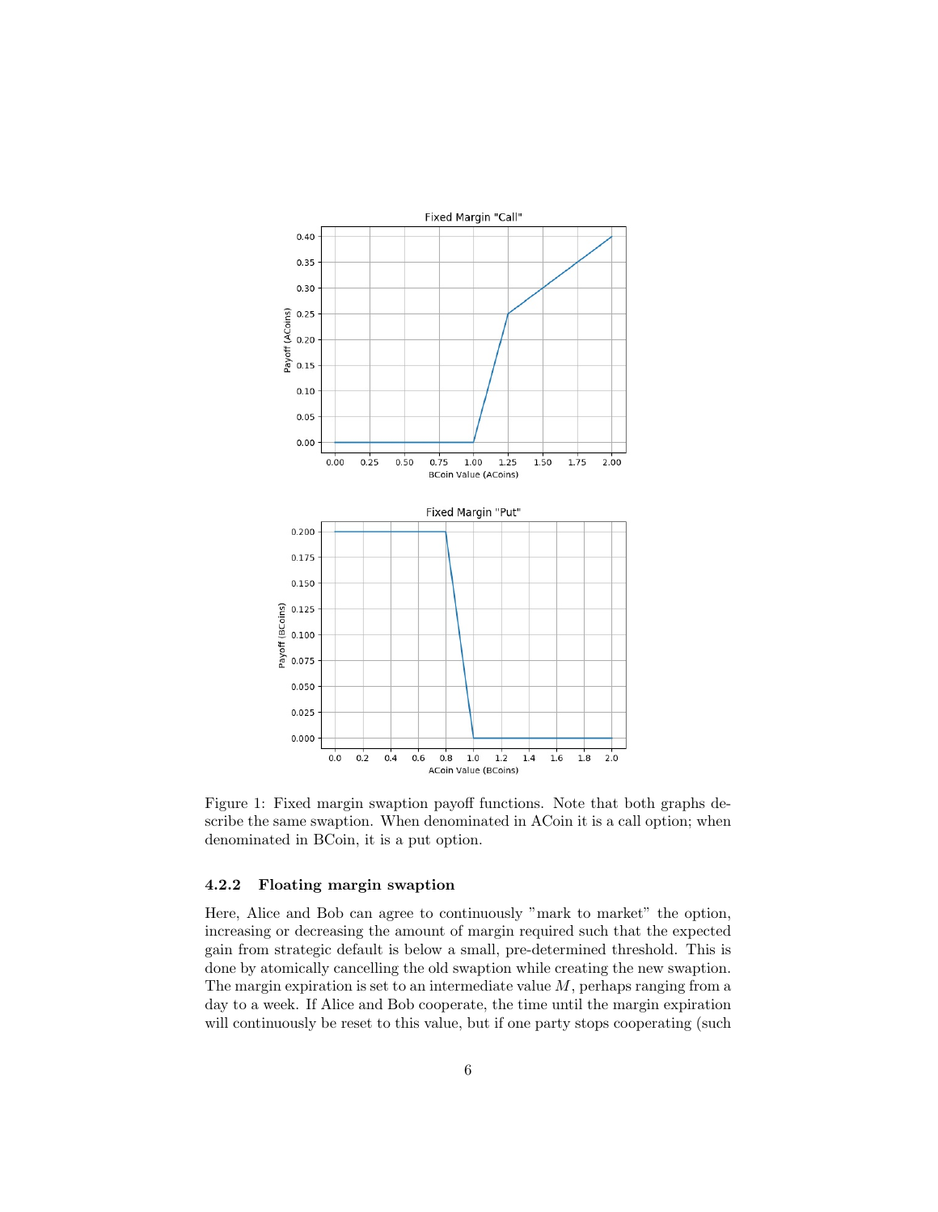Figure 1: Fixed margin swaption payoff functions. Note that both graphs describe the same swaption. When denominated in ACoin it is a call option; when denominated in BCoin, it is a put option.

#### 4.2.2 Floating margin swaption

Here, Alice and Bob can agree to continuously "mark to market" the option, increasing or decreasing the amount of margin required such that the expected gain from strategic default is below a small, pre-determined threshold. This is done by atomically cancelling the old swaption while creating the new swaption. The margin expiration is set to an intermediate value $M$, perhaps ranging from a day to a week. If Alice and Bob cooperate, the time until the margin expiration will continuously be reset to this value, but if one party stops cooperating (such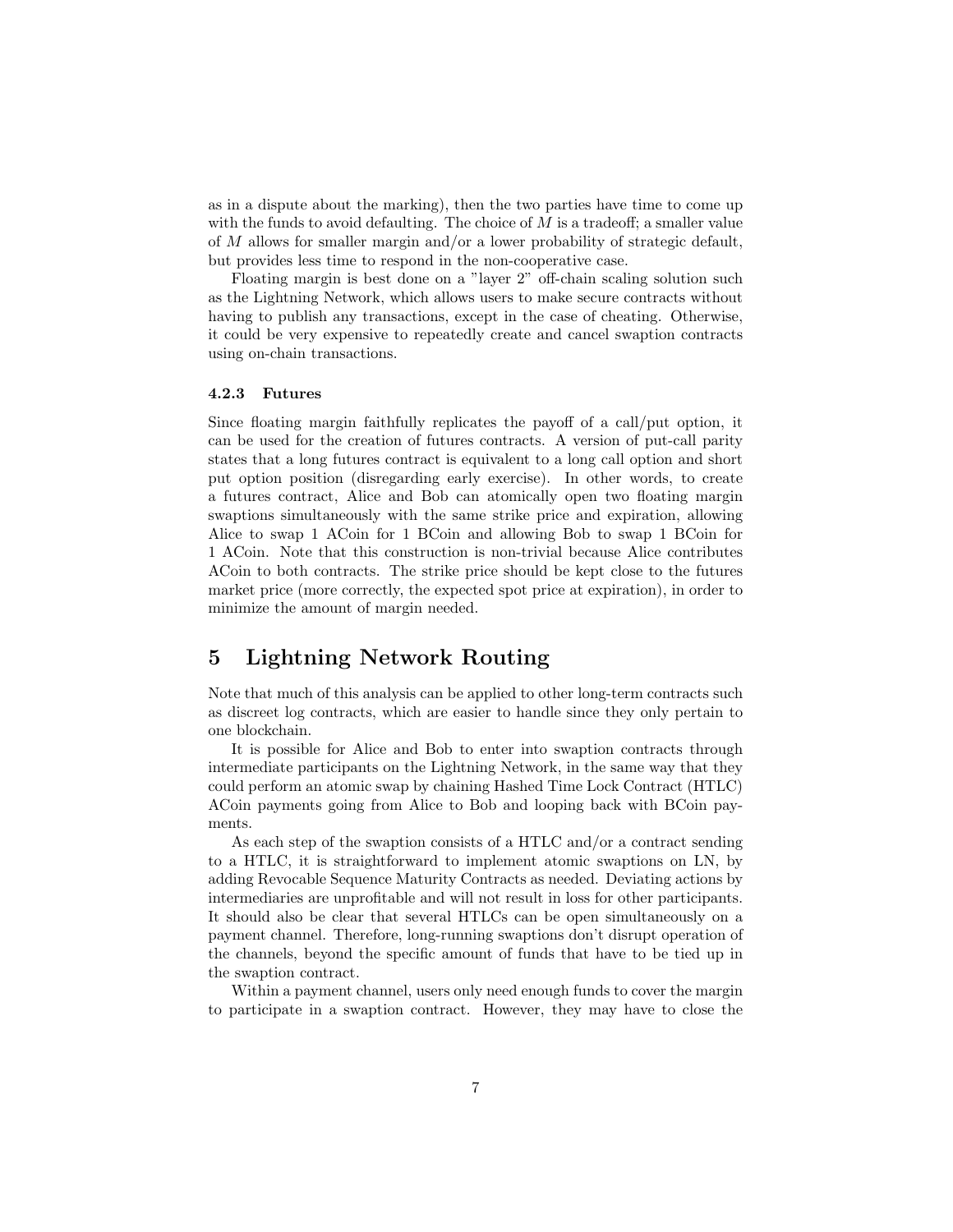as in a dispute about the marking), then the two parties have time to come up with the funds to avoid defaulting. The choice of $M$ is a tradeoff; a smaller value of $M$ allows for smaller margin and/or a lower probability of strategic default, but provides less time to respond in the non-cooperative case.

Floating margin is best done on a "layer 2" off-chain scaling solution such as the Lightning Network, which allows users to make secure contracts without having to publish any transactions, except in the case of cheating. Otherwise, it could be very expensive to repeatedly create and cancel swaption contracts using on-chain transactions.

#### 4.2.3 Futures

Since floating margin faithfully replicates the payoff of a call/put option, it can be used for the creation of futures contracts. A version of put-call parity states that a long futures contract is equivalent to a long call option and short put option position (disregarding early exercise). In other words, to create a futures contract, Alice and Bob can atomically open two floating margin swaptions simultaneously with the same strike price and expiration, allowing Alice to swap 1 ACoin for 1 BCoin and allowing Bob to swap 1 BCoin for 1 ACoin. Note that this construction is non-trivial because Alice contributes ACoin to both contracts. The strike price should be kept close to the futures market price (more correctly, the expected spot price at expiration), in order to minimize the amount of margin needed.

## 5 Lightning Network Routing

Note that much of this analysis can be applied to other long-term contracts such as discreet log contracts, which are easier to handle since they only pertain to one blockchain.

It is possible for Alice and Bob to enter into swaption contracts through intermediate participants on the Lightning Network, in the same way that they could perform an atomic swap by chaining Hashed Time Lock Contract (HTLC) ACoin payments going from Alice to Bob and looping back with BCoin payments.

As each step of the swaption consists of a HTLC and/or a contract sending to a HTLC, it is straightforward to implement atomic swaptions on LN, by adding Revocable Sequence Maturity Contracts as needed. Deviating actions by intermediaries are unprofitable and will not result in loss for other participants. It should also be clear that several HTLCs can be open simultaneously on a payment channel. Therefore, long-running swaptions don't disrupt operation of the channels, beyond the specific amount of funds that have to be tied up in the swaption contract.

Within a payment channel, users only need enough funds to cover the margin to participate in a swaption contract. However, they may have to close the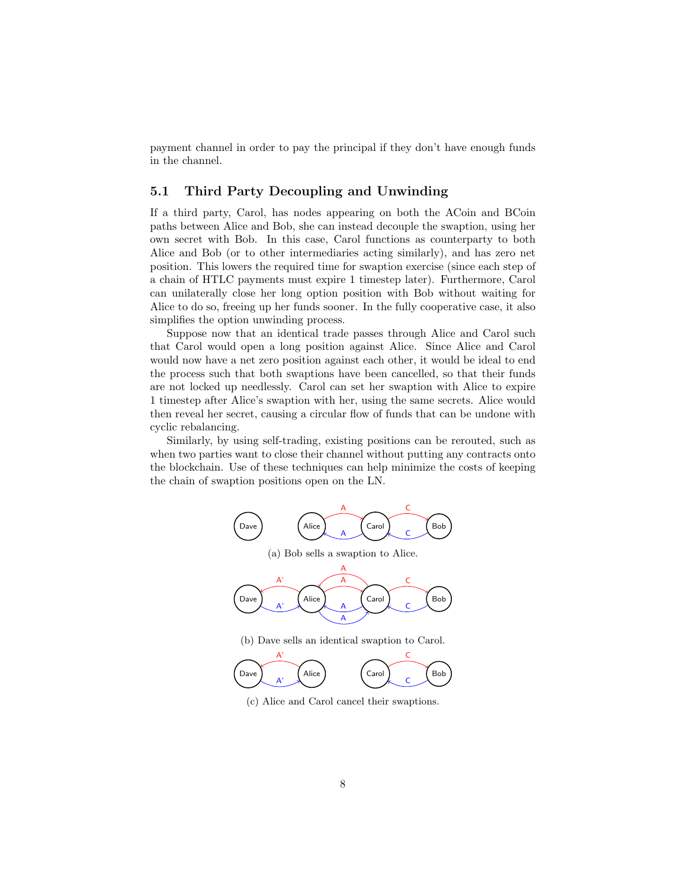payment channel in order to pay the principal if they don't have enough funds in the channel.

## 5.1 Third Party Decoupling and Unwinding

If a third party, Carol, has nodes appearing on both the ACoin and BCoin paths between Alice and Bob, she can instead decouple the swaption, using her own secret with Bob. In this case, Carol functions as counterparty to both Alice and Bob (or to other intermediaries acting similarly), and has zero net position. This lowers the required time for swaption exercise (since each step of a chain of HTLC payments must expire 1 timestep later). Furthermore, Carol can unilaterally close her long option position with Bob without waiting for Alice to do so, freeing up her funds sooner. In the fully cooperative case, it also simplifies the option unwinding process.

Suppose now that an identical trade passes through Alice and Carol such that Carol would open a long position against Alice. Since Alice and Carol would now have a net zero position against each other, it would be ideal to end the process such that both swaptions have been cancelled, so that their funds are not locked up needlessly. Carol can set her swaption with Alice to expire 1 timestep after Alice's swaption with her, using the same secrets. Alice would then reveal her secret, causing a circular flow of funds that can be undone with cyclic rebalancing.

Similarly, by using self-trading, existing positions can be rerouted, such as when two parties want to close their channel without putting any contracts onto the blockchain. Use of these techniques can help minimize the costs of keeping the chain of swaption positions open on the LN.

(a) Bob sells a swaption to Alice.

(b) Dave sells an identical swaption to Carol.

(c) Alice and Carol cancel their swaptions.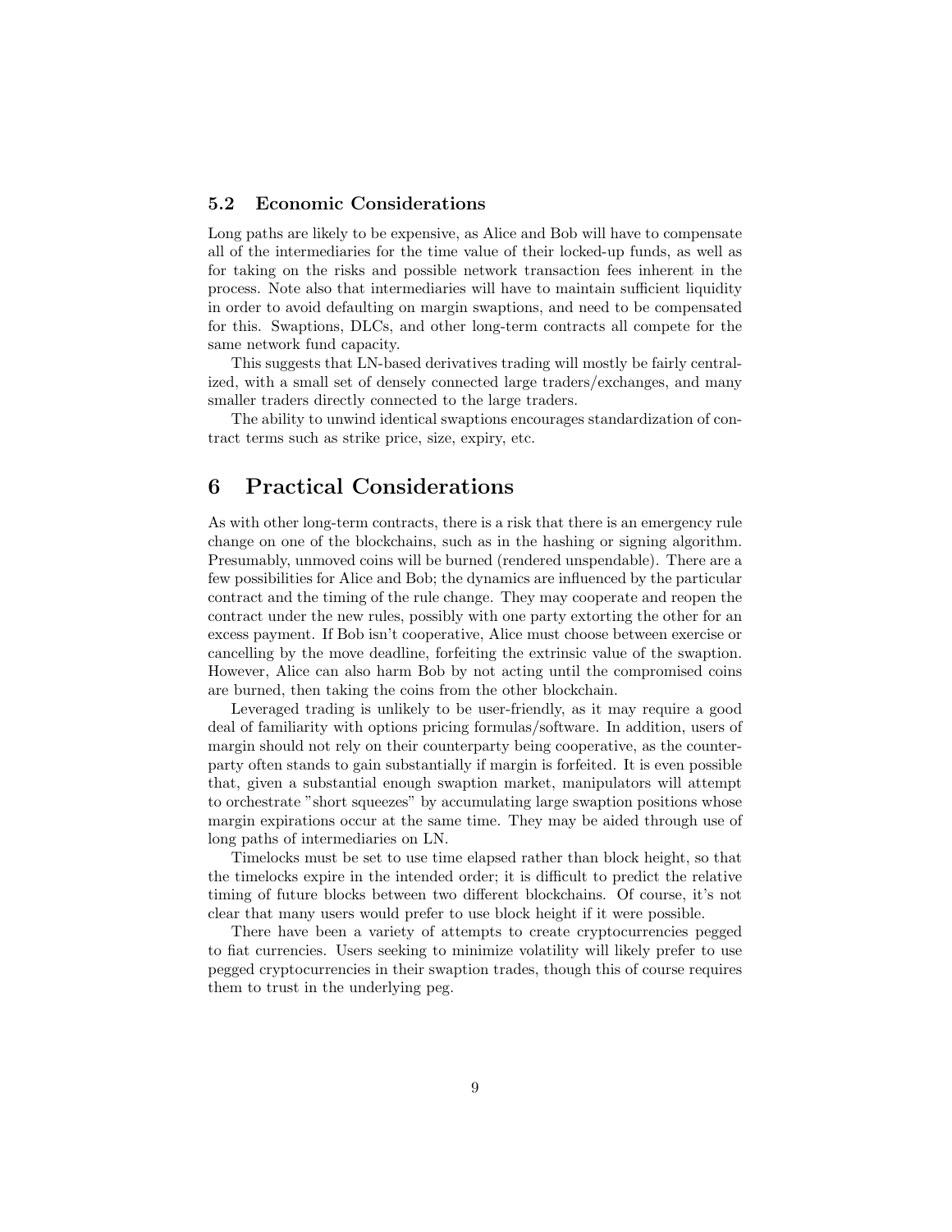### 5.2 Economic Considerations

Long paths are likely to be expensive, as Alice and Bob will have to compensate all of the intermediaries for the time value of their locked-up funds, as well as for taking on the risks and possible network transaction fees inherent in the process. Note also that intermediaries will have to maintain sufficient liquidity in order to avoid defaulting on margin swaptions, and need to be compensated for this. Swaptions, DLCs, and other long-term contracts all compete for the same network fund capacity.

This suggests that LN-based derivatives trading will mostly be fairly centralized, with a small set of densely connected large traders/exchanges, and many smaller traders directly connected to the large traders.

The ability to unwind identical swaptions encourages standardization of contract terms such as strike price, size, expiry, etc.

## 6 Practical Considerations

As with other long-term contracts, there is a risk that there is an emergency rule change on one of the blockchains, such as in the hashing or signing algorithm. Presumably, unmoved coins will be burned (rendered unspendable). There are a few possibilities for Alice and Bob; the dynamics are influenced by the particular contract and the timing of the rule change. They may cooperate and reopen the contract under the new rules, possibly with one party extorting the other for an excess payment. If Bob isn't cooperative, Alice must choose between exercise or cancelling by the move deadline, forfeiting the extrinsic value of the swaption. However, Alice can also harm Bob by not acting until the compromised coins are burned, then taking the coins from the other blockchain.

Leveraged trading is unlikely to be user-friendly, as it may require a good deal of familiarity with options pricing formulas/software. In addition, users of margin should not rely on their counterparty being cooperative, as the counterparty often stands to gain substantially if margin is forfeited. It is even possible that, given a substantial enough swaption market, manipulators will attempt to orchestrate "short squeezes" by accumulating large swaption positions whose margin expirations occur at the same time. They may be aided through use of long paths of intermediaries on LN.

Timelocks must be set to use time elapsed rather than block height, so that the timelocks expire in the intended order; it is difficult to predict the relative timing of future blocks between two different blockchains. Of course, it's not clear that many users would prefer to use block height if it were possible.

There have been a variety of attempts to create cryptocurrencies pegged to fiat currencies. Users seeking to minimize volatility will likely prefer to use pegged cryptocurrencies in their swaption trades, though this of course requires them to trust in the underlying peg.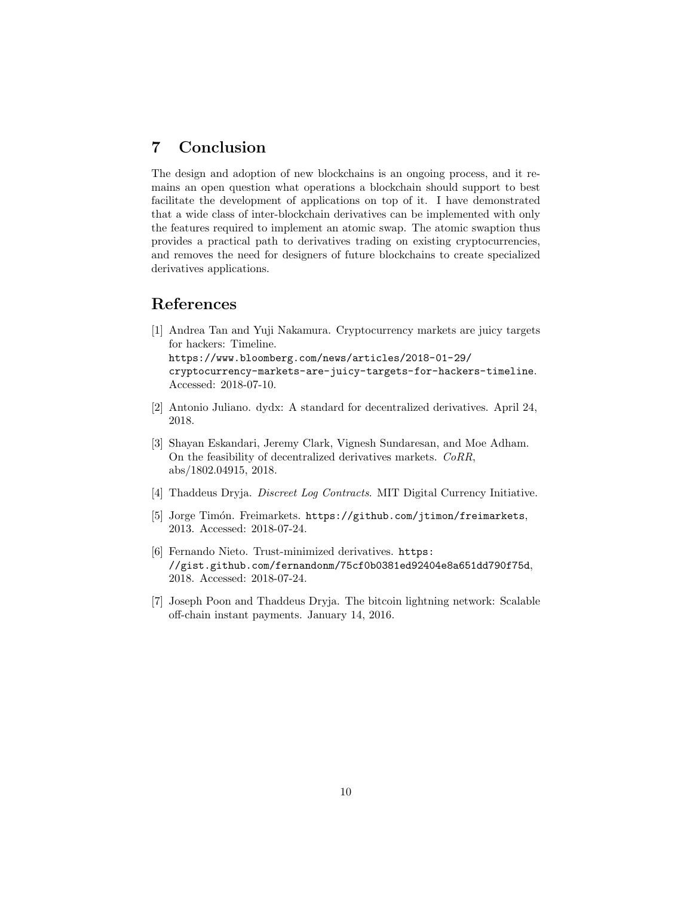# 7 Conclusion

The design and adoption of new blockchains is an ongoing process, and it remains an open question what operations a blockchain should support to best facilitate the development of applications on top of it. I have demonstrated that a wide class of inter-blockchain derivatives can be implemented with only the features required to implement an atomic swap. The atomic swaption thus provides a practical path to derivatives trading on existing cryptocurrencies, and removes the need for designers of future blockchains to create specialized derivatives applications.

# References

[1] Andrea Tan and Yuji Nakamura. Cryptocurrency markets are juicy targets for hackers: Timeline. `https://www.bloomberg.com/news/articles/2018-01-29/cryptocurrency-markets-are-juicy-targets-for-hackers-timeline`. Accessed: 2018-07-10.

[2] Antonio Juliano. dydx: A standard for decentralized derivatives. April 24, 2018.

[3] Shayan Eskandari, Jeremy Clark, Vignesh Sundaresan, and Moe Adham. On the feasibility of decentralized derivatives markets. *CoRR*, abs/1802.04915, 2018.

[4] Thaddeus Dryja. *Discreet Log Contracts*. MIT Digital Currency Initiative.

[5] Jorge Timón. Freimarkets. `https://github.com/jtimon/freimarkets`, 2013. Accessed: 2018-07-24.

[6] Fernando Nieto. Trust-minimized derivatives. `https://gist.github.com/fernandonm/75cf0b0381ed92404e8a651dd790f75d`, 2018. Accessed: 2018-07-24.

[7] Joseph Poon and Thaddeus Dryja. The bitcoin lightning network: Scalable off-chain instant payments. January 14, 2016.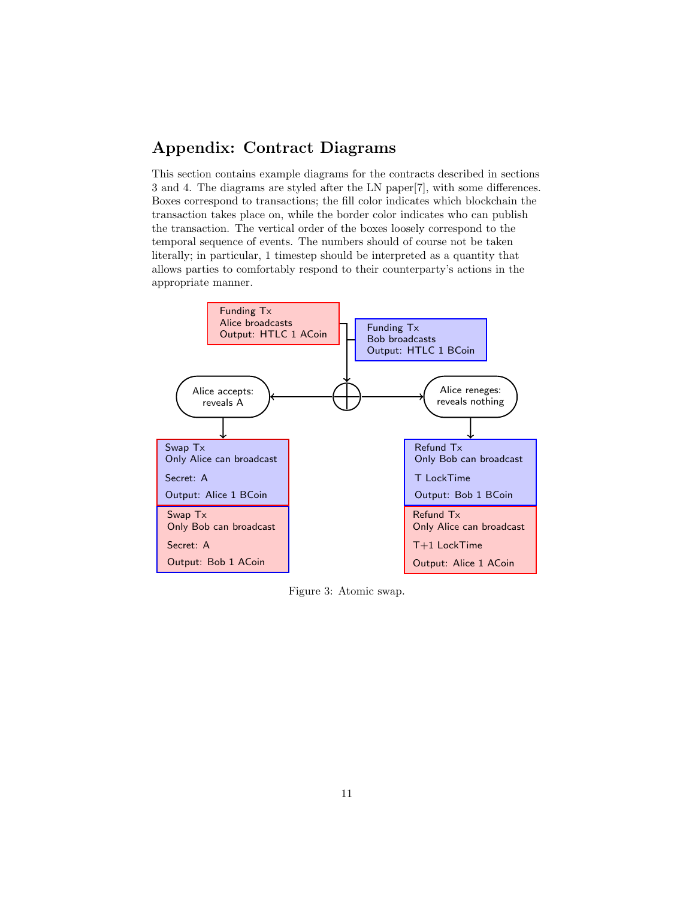## Appendix: Contract Diagrams

This section contains example diagrams for the contracts described in sections 3 and 4. The diagrams are styled after the LN paper[7], with some differences. Boxes correspond to transactions; the fill color indicates which blockchain the transaction takes place on, while the border color indicates who can publish the transaction. The vertical order of the boxes loosely correspond to the temporal sequence of events. The numbers should of course not be taken literally; in particular, 1 timestep should be interpreted as a quantity that allows parties to comfortably respond to their counterparty's actions in the appropriate manner.

Funding Tx
Alice broadcasts
Output: HTLC 1 ACoin

Funding Tx
Bob broadcasts
Output: HTLC 1 BCoin

Alice accepts: reveals A

Alice reneges: reveals nothing

Swap Tx
Only Alice can broadcast
Secret: A
Output: Alice 1 BCoin

Swap Tx
Only Bob can broadcast
Secret: A
Output: Bob 1 ACoin

Refund Tx
Only Bob can broadcast
T LockTime
Output: Bob 1 BCoin

Refund Tx
Only Alice can broadcast
T+1 LockTime
Output: Alice 1 ACoin

Figure 3: Atomic swap.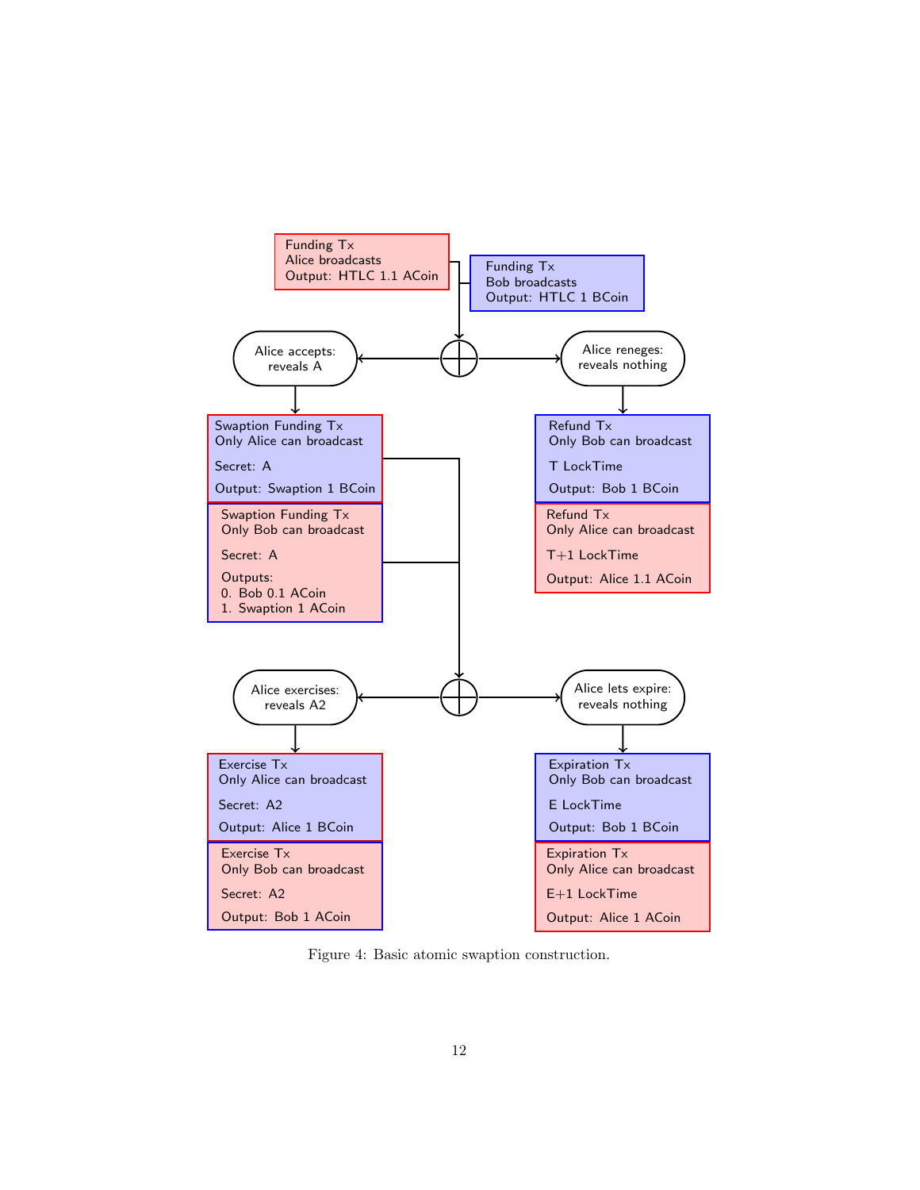Funding Tx
Alice broadcasts
Output: HTLC 1.1 ACoin

Funding Tx
Bob broadcasts
Output: HTLC 1 BCoin

Alice accepts:
reveals A

Alice reneges:
reveals nothing

Swaption Funding Tx
Only Alice can broadcast

Secret: A

Output: Swaption 1 BCoin

Swaption Funding Tx
Only Bob can broadcast

Secret: A

Outputs:
0. Bob 0.1 ACoin
1. Swaption 1 ACoin

Refund Tx
Only Bob can broadcast

T LockTime

Output: Bob 1 BCoin

Refund Tx
Only Alice can broadcast

T+1 LockTime

Output: Alice 1.1 ACoin

Alice exercises:
reveals A2

Alice lets expire:
reveals nothing

Exercise Tx
Only Alice can broadcast

Secret: A2

Output: Alice 1 BCoin

Exercise Tx
Only Bob can broadcast

Secret: A2

Output: Bob 1 ACoin

Expiration Tx
Only Bob can broadcast

E LockTime

Output: Bob 1 BCoin

Expiration Tx
Only Alice can broadcast

E+1 LockTime

Output: Alice 1 ACoin

Figure 4: Basic atomic swaption construction.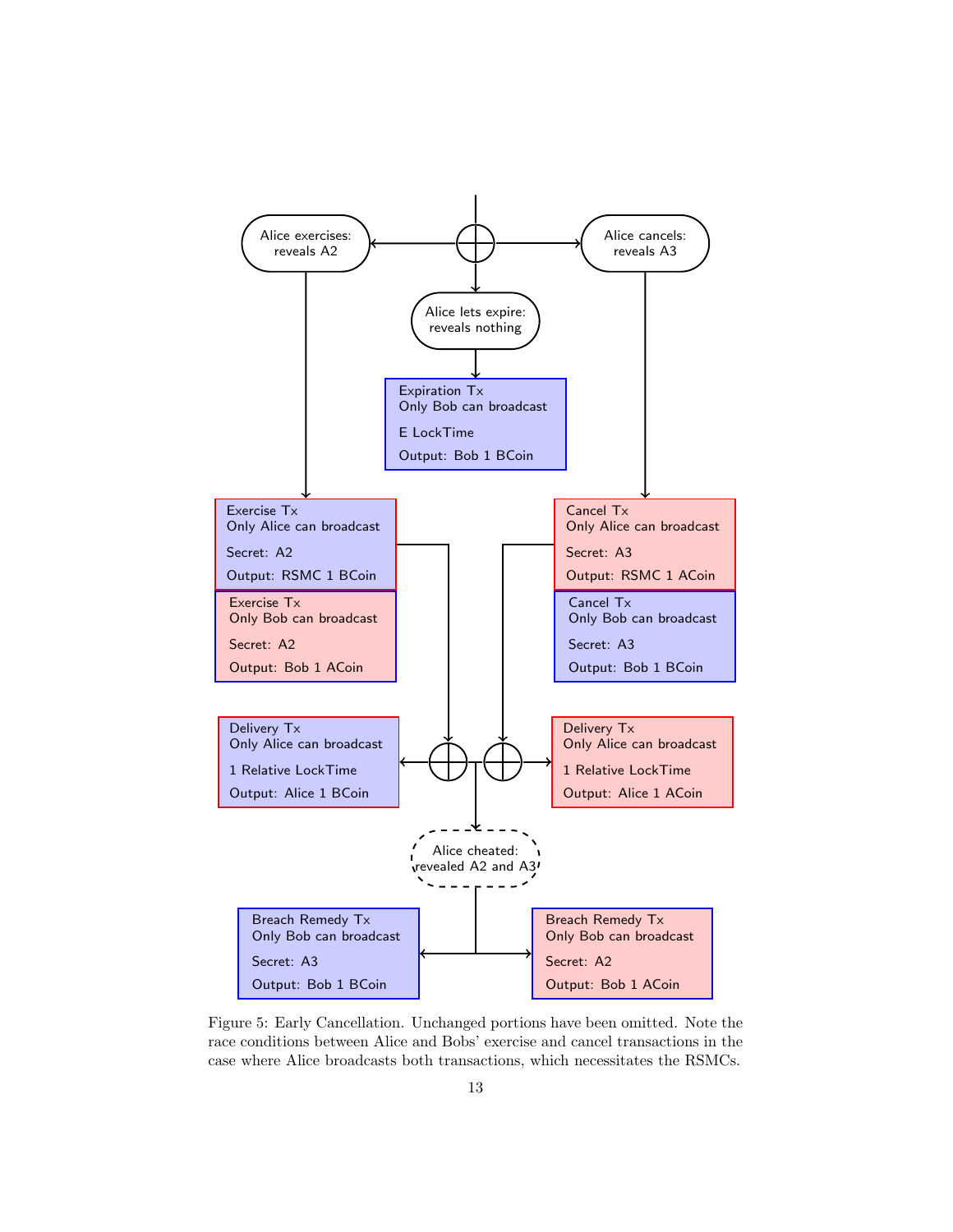Alice exercises: reveals A2

Alice lets expire: reveals nothing

Alice cancels: reveals A3

Expiration Tx
Only Bob can broadcast
E LockTime
Output: Bob 1 BCoin

Exercise Tx
Only Alice can broadcast
Secret: A2
Output: RSMC 1 BCoin

Exercise Tx
Only Bob can broadcast
Secret: A2
Output: Bob 1 ACoin

Cancel Tx
Only Alice can broadcast
Secret: A3
Output: RSMC 1 ACoin

Cancel Tx
Only Bob can broadcast
Secret: A3
Output: Bob 1 BCoin

Delivery Tx
Only Alice can broadcast
1 Relative LockTime
Output: Alice 1 BCoin

Delivery Tx
Only Alice can broadcast
1 Relative LockTime
Output: Alice 1 ACoin

Alice cheated: revealed A2 and A3

Breach Remedy Tx
Only Bob can broadcast
Secret: A3
Output: Bob 1 BCoin

Breach Remedy Tx
Only Bob can broadcast
Secret: A2
Output: Bob 1 ACoin

Figure 5: Early Cancellation. Unchanged portions have been omitted. Note the race conditions between Alice and Bobs' exercise and cancel transactions in the case where Alice broadcasts both transactions, which necessitates the RSMCs.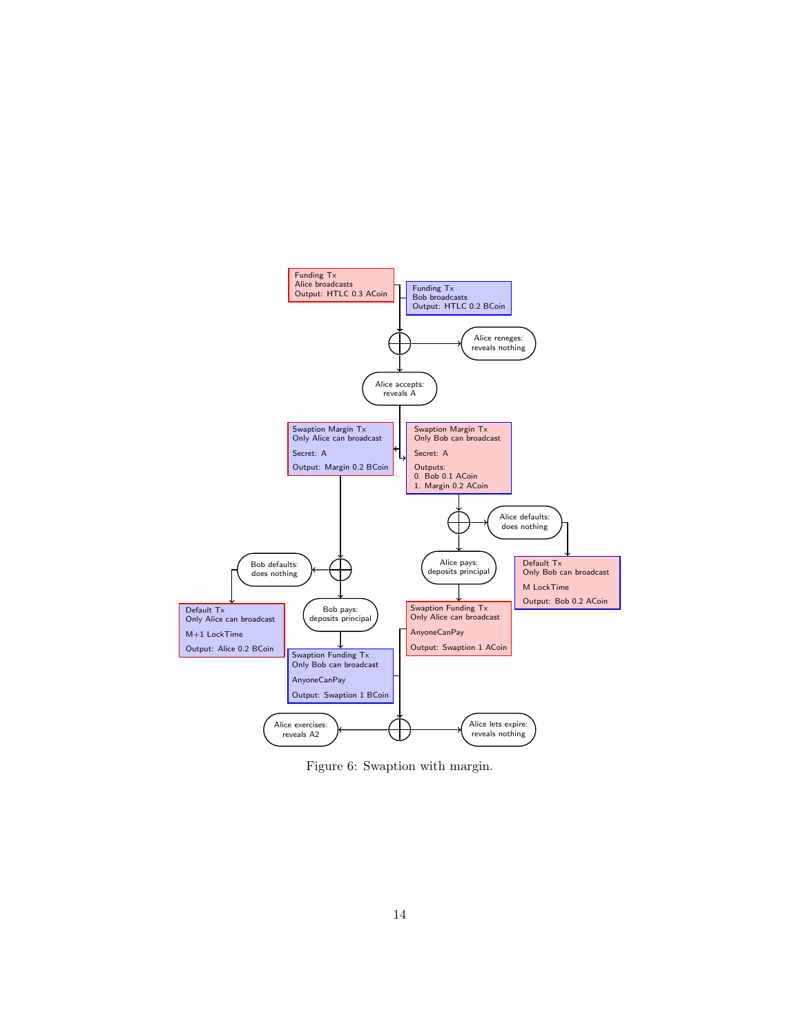Funding Tx
Alice broadcasts
Output: HTLC 0.3 ACoin

Funding Tx
Bob broadcasts
Output: HTLC 0.2 BCoin

Alice reneges:
reveals nothing

Alice accepts:
reveals A

Swaption Margin Tx
Only Alice can broadcast

Secret: A

Output: Margin 0.2 BCoin

Swaption Margin Tx
Only Bob can broadcast

Secret: A

Outputs:
0. Bob 0.1 ACoin
1. Margin 0.2 ACoin

Alice defaults:
does nothing

Default Tx
Only Bob can broadcast

M LockTime

Output: Bob 0.2 ACoin

Alice pays:
deposits principal

Swaption Funding Tx
Only Alice can broadcast

AnyoneCanPay

Output: Swaption 1 ACoin

Bob defaults:
does nothing

Default Tx
Only Alice can broadcast

M+1 LockTime

Output: Alice 0.2 BCoin

Bob pays:
deposits principal

Swaption Funding Tx
Only Bob can broadcast

AnyoneCanPay

Output: Swaption 1 BCoin

Alice exercises:
reveals A2

Alice lets expire:
reveals nothing

Figure 6: Swaption with margin.